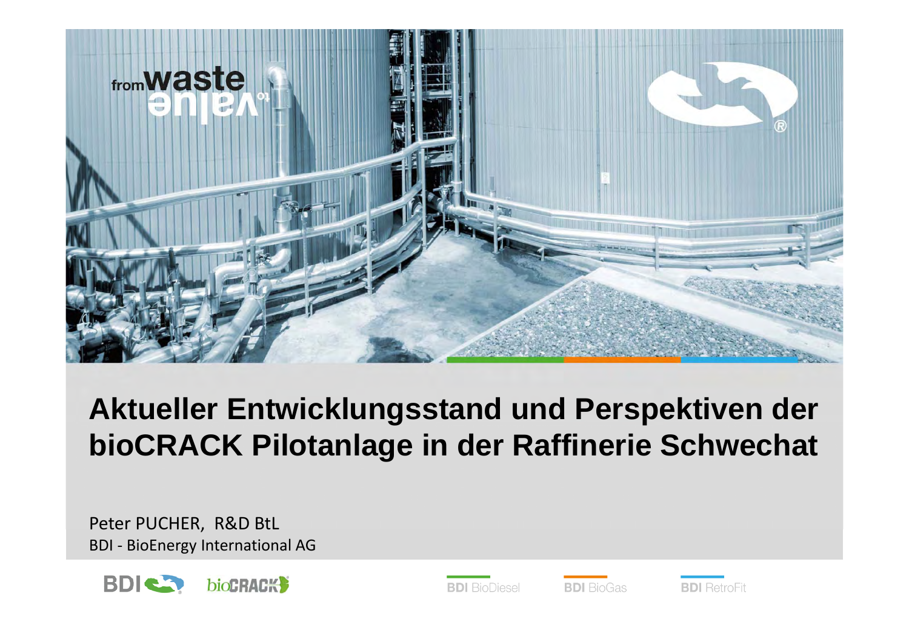# Aktueller Entwicklungsstand und Perspektiven der bioCRACK Pilotanlage in der Raffinerie Schwechat

Peter PUCHER, R&D BtL

BDI - BioEnergy International AG

BDI BioDiesel BDI BioGas BDI RetroFit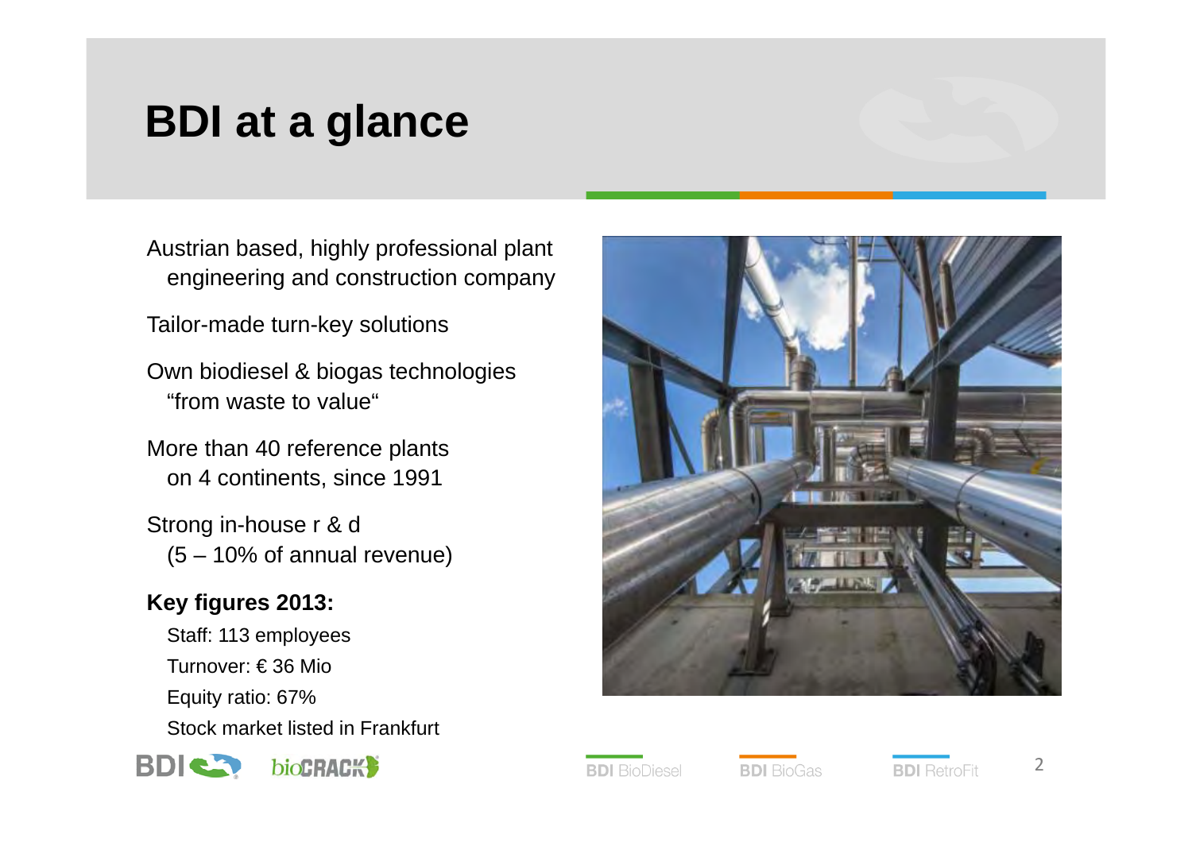# BDI at a glance

- Austrian based, highly professional plant engineering and construction company
- Tailor-made turn-key solutions
- Own biodiesel & biogas technologies "from waste to value"
- More than 40 reference plants on 4 continents, since 1991
- Strong in-house r & d (5 – 10% of annual revenue)

**Key figures 2013:**

- Staff: 113 employees
- Turnover: € 36 Mio
- Equity ratio: 67%
- Stock market listed in Frankfurt

BDI BioDiesel | BDI BioGas | BDI RetroFit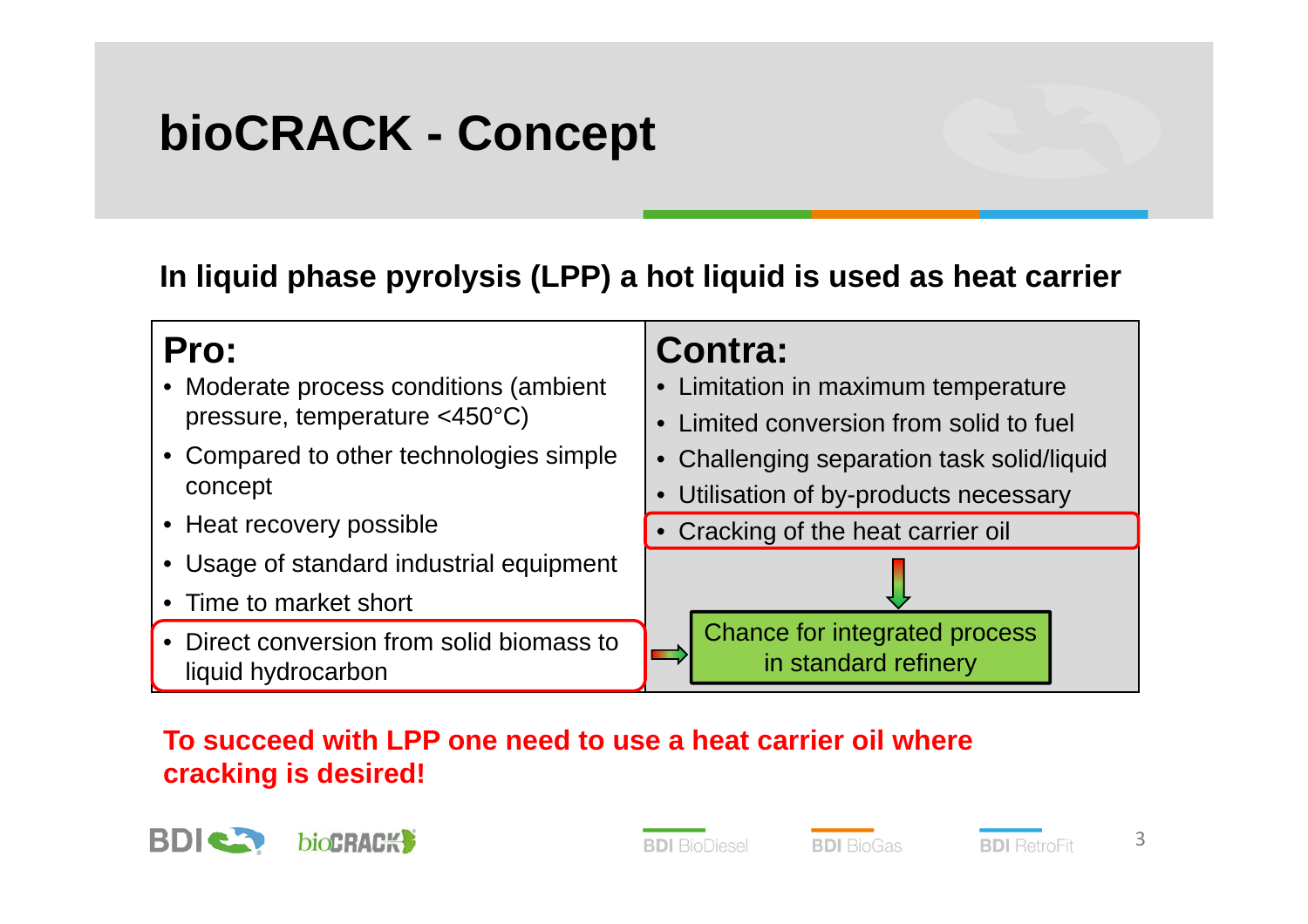# bioCRACK - Concept

**In liquid phase pyrolysis (LPP) a hot liquid is used as heat carrier**

| Pro: | Contra: |
|---|---|
| • Moderate process conditions (ambient pressure, temperature <450°C)<br>• Compared to other technologies simple concept<br>• Heat recovery possible<br>• Usage of standard industrial equipment<br>• Time to market short<br>• Direct conversion from solid biomass to liquid hydrocarbon | • Limitation in maximum temperature<br>• Limited conversion from solid to fuel<br>• Challenging separation task solid/liquid<br>• Utilisation of by-products necessary<br>• Cracking of the heat carrier oil |

Chance for integrated process in standard refinery

**To succeed with LPP one need to use a heat carrier oil where cracking is desired!**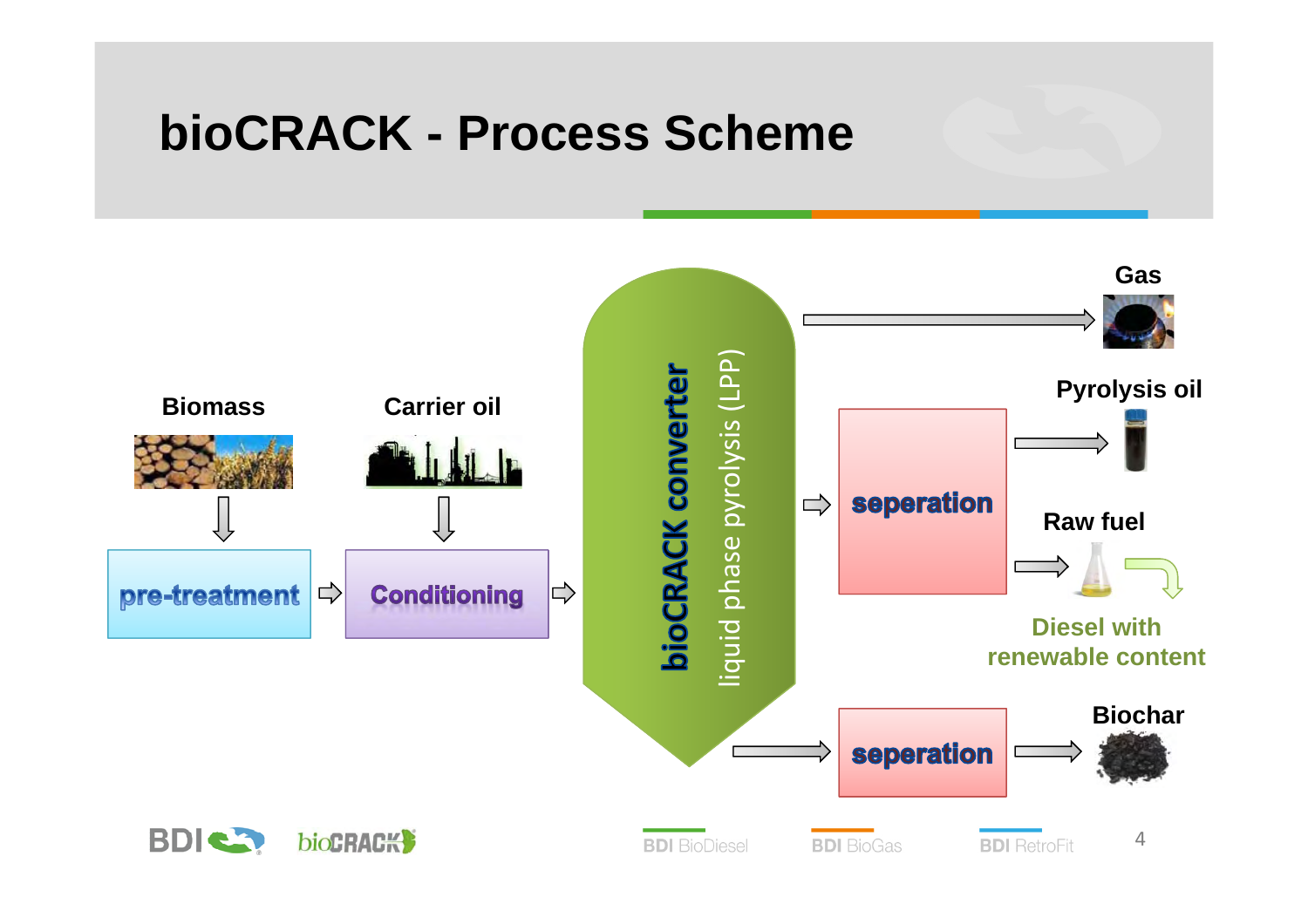# bioCRACK - Process Scheme

Biomass

Carrier oil

pre-treatment

Conditioning

bioCRACK converter

liquid phase pyrolysis (LPP)

Gas

Pyrolysis oil

seperation

Raw fuel

Diesel with renewable content

seperation

Biochar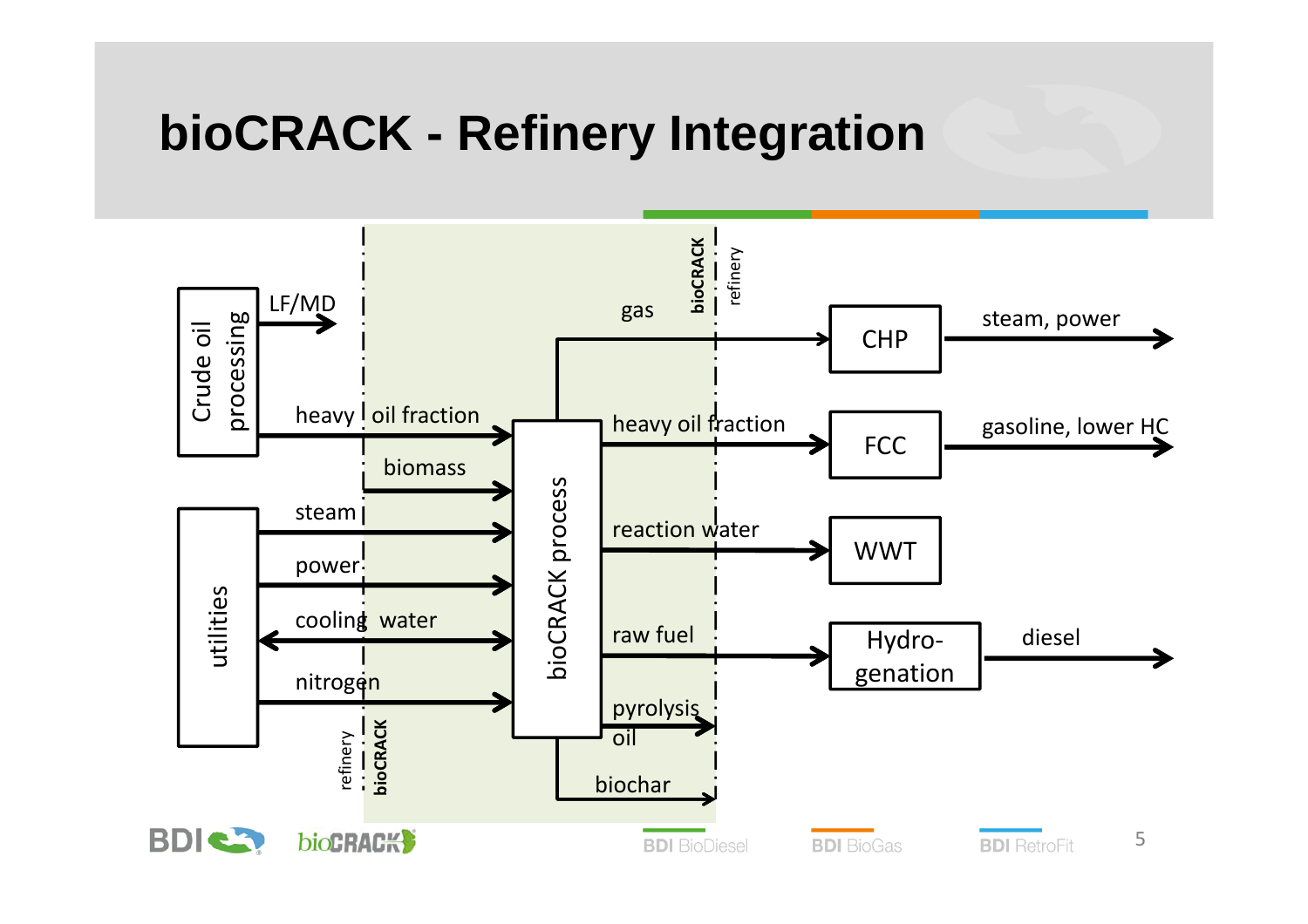# bioCRACK - Refinery Integration

Crude oil processing

LF/MD

heavy oil fraction

biomass

utilities

steam

power

cooling water

nitrogen

refinery | bioCRACK

bioCRACK process

bioCRACK | refinery

gas

heavy oil fraction

reaction water

raw fuel

pyrolysis oil

biochar

CHP

FCC

WWT

Hydro-genation

steam, power

gasoline, lower HC

diesel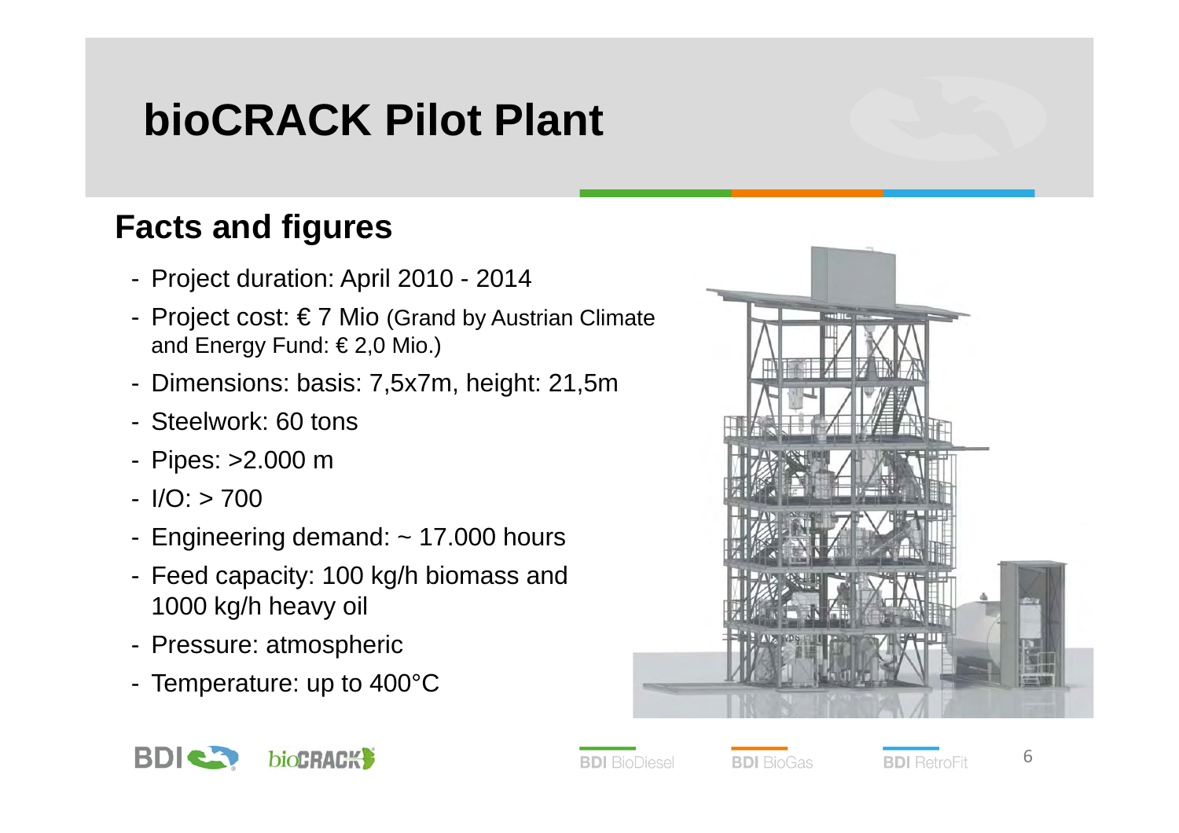# bioCRACK Pilot Plant

## Facts and figures

- Project duration: April 2010 - 2014
- Project cost: € 7 Mio (Grand by Austrian Climate and Energy Fund: € 2,0 Mio.)
- Dimensions: basis: 7,5x7m, height: 21,5m
- Steelwork: 60 tons
- Pipes: >2.000 m
- I/O: > 700
- Engineering demand: ~ 17.000 hours
- Feed capacity: 100 kg/h biomass and 1000 kg/h heavy oil
- Pressure: atmospheric
- Temperature: up to 400°C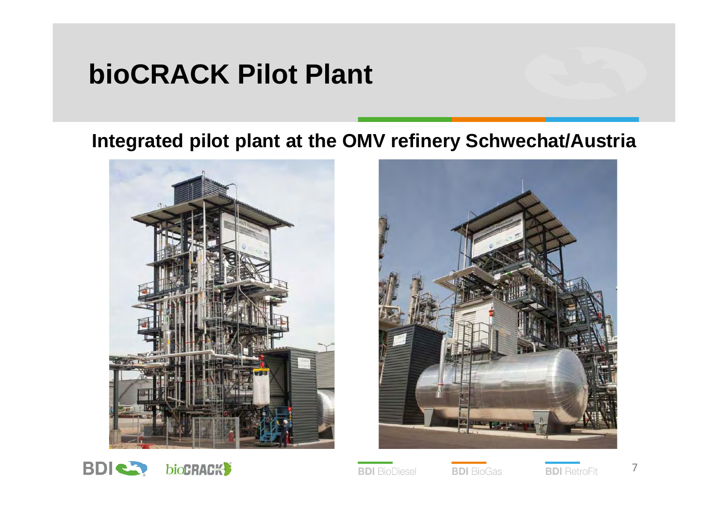# bioCRACK Pilot Plant

## Integrated pilot plant at the OMV refinery Schwechat/Austria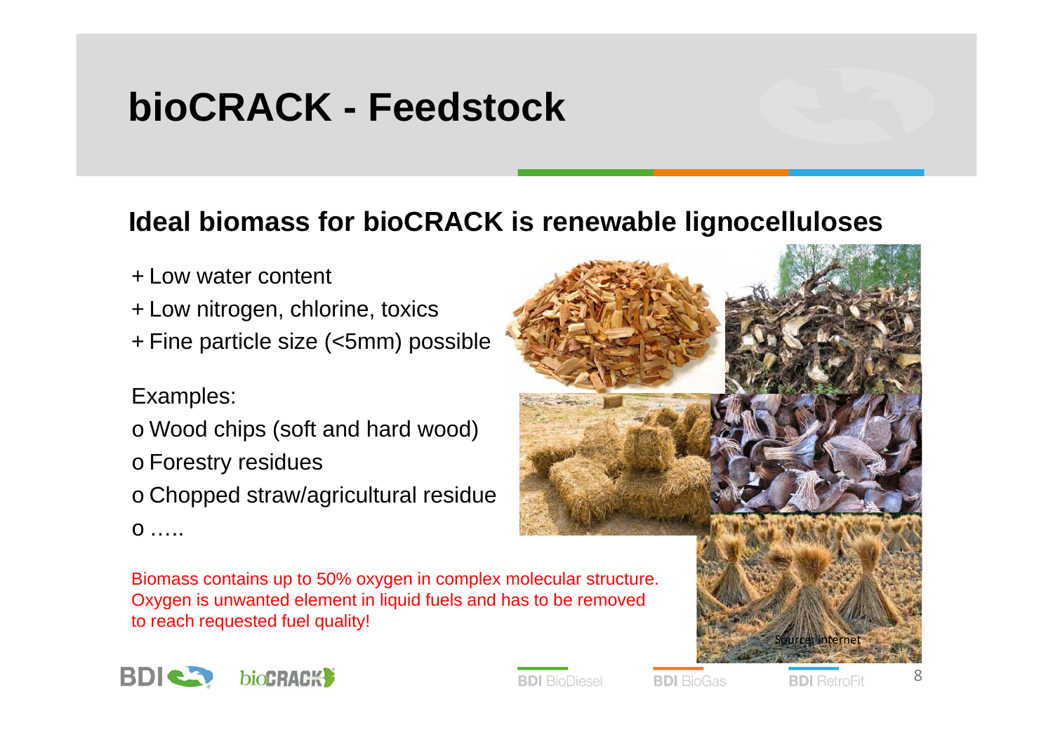# bioCRACK - Feedstock

## Ideal biomass for bioCRACK is renewable lignocelluloses

+ Low water content
+ Low nitrogen, chlorine, toxics
+ Fine particle size (<5mm) possible

Examples:

- o Wood chips (soft and hard wood)
- o Forestry residues
- o Chopped straw/agricultural residue
- o …..

Biomass contains up to 50% oxygen in complex molecular structure. Oxygen is unwanted element in liquid fuels and has to be removed to reach requested fuel quality!

Source: internet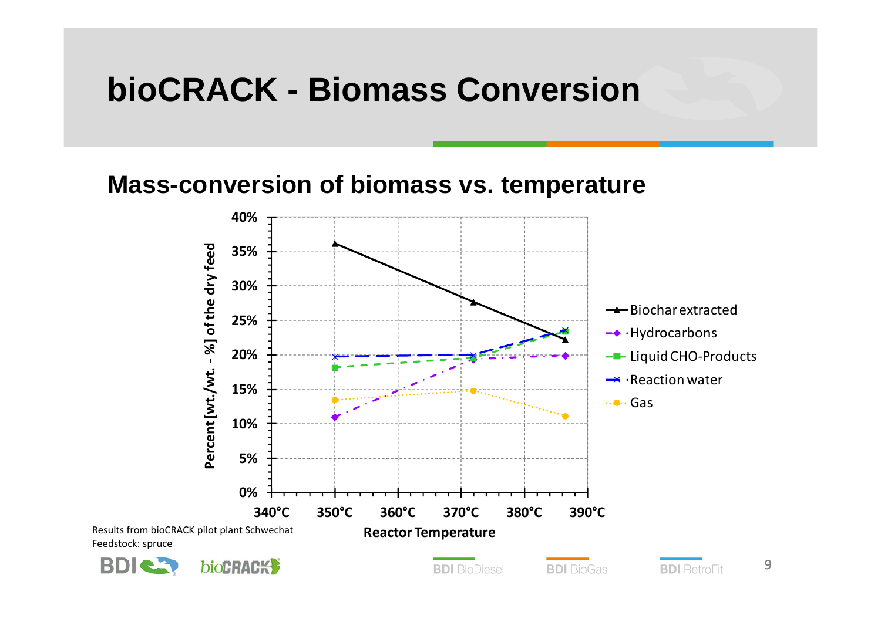# bioCRACK - Biomass Conversion

## Mass-conversion of biomass vs. temperature

Results from bioCRACK pilot plant Schwechat
Feedstock: spruce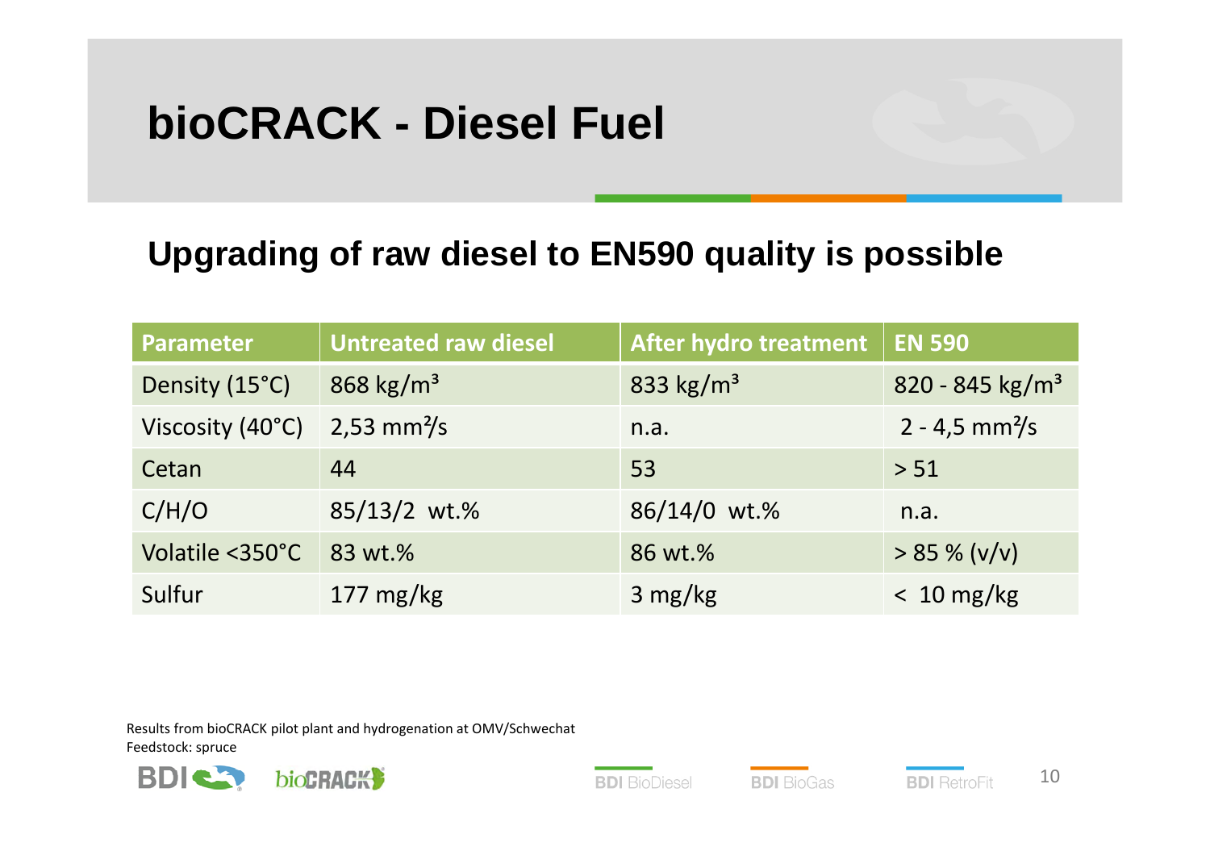# bioCRACK - Diesel Fuel

## Upgrading of raw diesel to EN590 quality is possible

| Parameter | Untreated raw diesel | After hydro treatment | EN 590 |
|---|---|---|---|
| Density (15°C) | 868 kg/m³ | 833 kg/m³ | 820 - 845 kg/m³ |
| Viscosity (40°C) | 2,53 mm²/s | n.a. | 2 - 4,5 mm²/s |
| Cetan | 44 | 53 | > 51 |
| C/H/O | 85/13/2 wt.% | 86/14/0 wt.% | n.a. |
| Volatile <350°C | 83 wt.% | 86 wt.% | > 85 % (v/v) |
| Sulfur | 177 mg/kg | 3 mg/kg | < 10 mg/kg |

Results from bioCRACK pilot plant and hydrogenation at OMV/Schwechat
Feedstock: spruce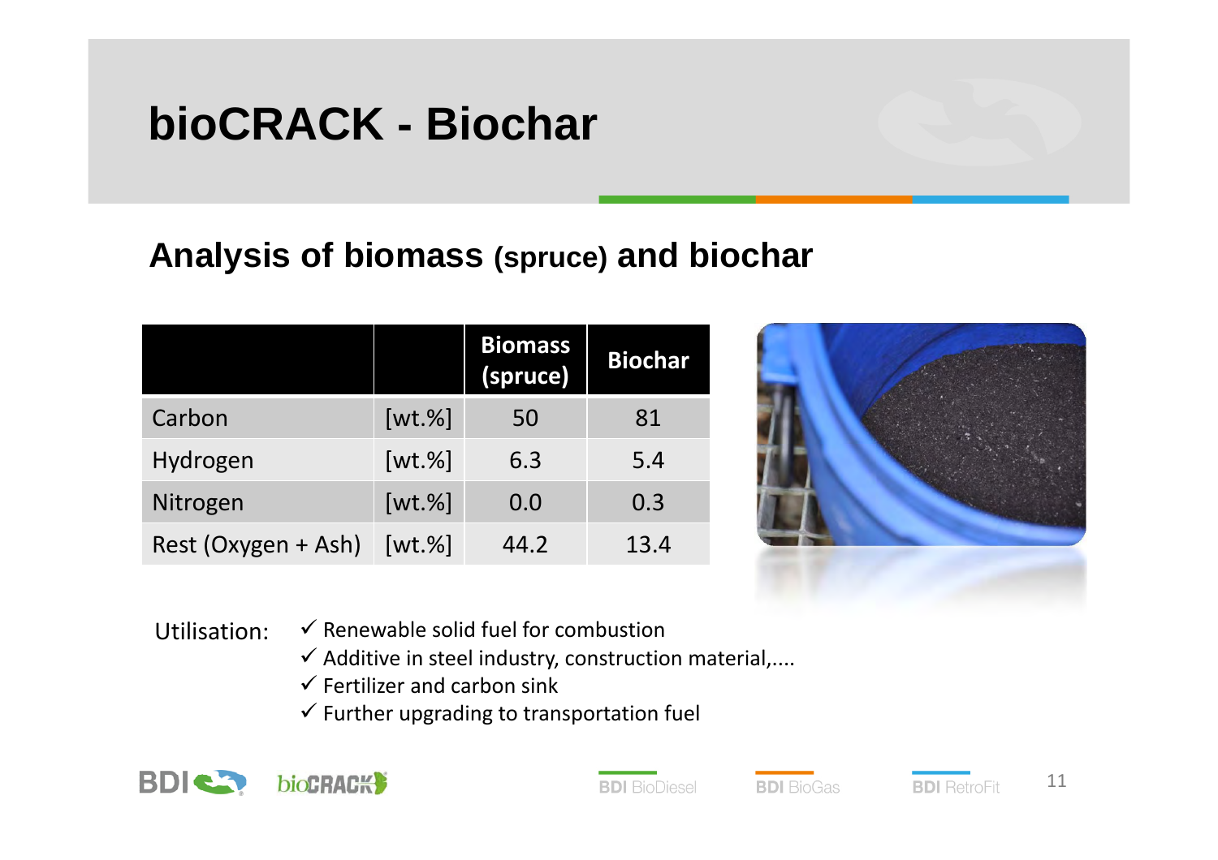# bioCRACK - Biochar

## Analysis of biomass (spruce) and biochar

| | | Biomass (spruce) | Biochar |
|---|---|---|---|
| Carbon | [wt.%] | 50 | 81 |
| Hydrogen | [wt.%] | 6.3 | 5.4 |
| Nitrogen | [wt.%] | 0.0 | 0.3 |
| Rest (Oxygen + Ash) | [wt.%] | 44.2 | 13.4 |

Utilisation:

- ✓ Renewable solid fuel for combustion
- ✓ Additive in steel industry, construction material,....
- ✓ Fertilizer and carbon sink
- ✓ Further upgrading to transportation fuel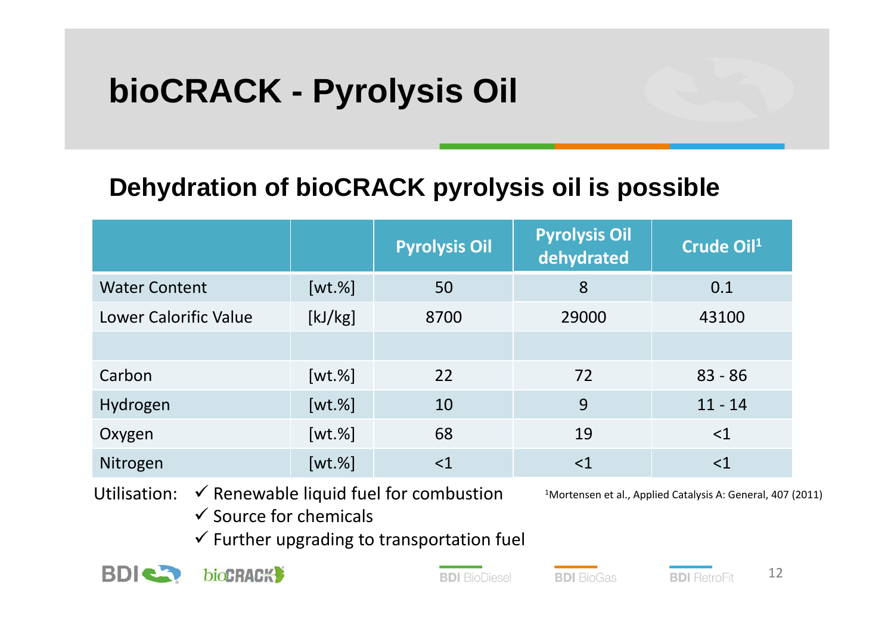# bioCRACK - Pyrolysis Oil

## Dehydration of bioCRACK pyrolysis oil is possible

| | | Pyrolysis Oil | Pyrolysis Oil dehydrated | Crude Oil[1] |
|---|---|---|---|---|
| Water Content | [wt.%] | 50 | 8 | 0.1 |
| Lower Calorific Value | [kJ/kg] | 8700 | 29000 | 43100 |
| | | | | |
| Carbon | [wt.%] | 22 | 72 | 83 - 86 |
| Hydrogen | [wt.%] | 10 | 9 | 11 - 14 |
| Oxygen | [wt.%] | 68 | 19 | <1 |
| Nitrogen | [wt.%] | <1 | <1 | <1 |

Utilisation:
- ✓ Renewable liquid fuel for combustion
- ✓ Source for chemicals
- ✓ Further upgrading to transportation fuel

[1]Mortensen et al., Applied Catalysis A: General, 407 (2011)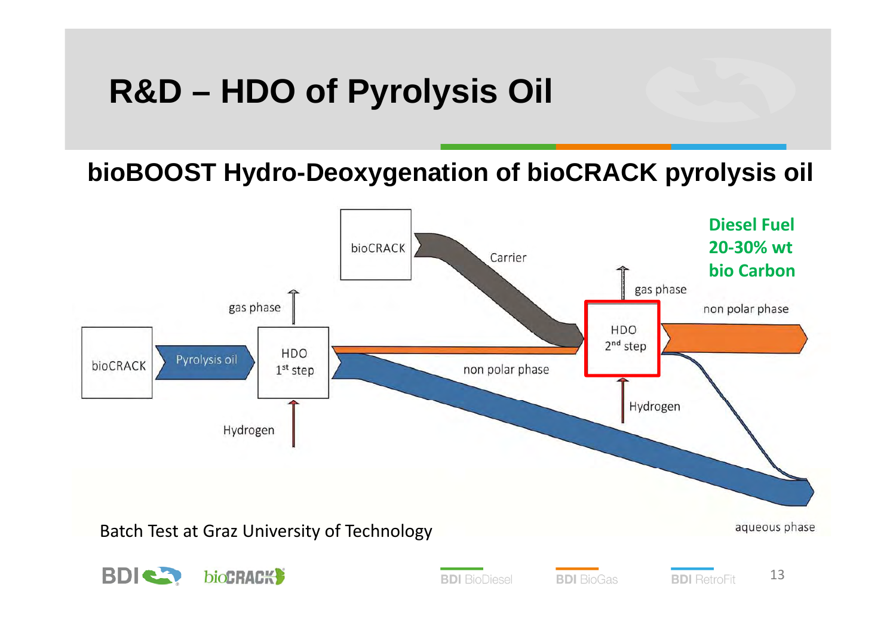# R&D – HDO of Pyrolysis Oil

## bioBOOST Hydro-Deoxygenation of bioCRACK pyrolysis oil

bioCRACK

Pyrolysis oil

HDO 1st step

gas phase

Hydrogen

non polar phase

bioCRACK

Carrier

HDO 2nd step

gas phase

Hydrogen

non polar phase

aqueous phase

**Diesel Fuel**
**20-30% wt**
**bio Carbon**

Batch Test at Graz University of Technology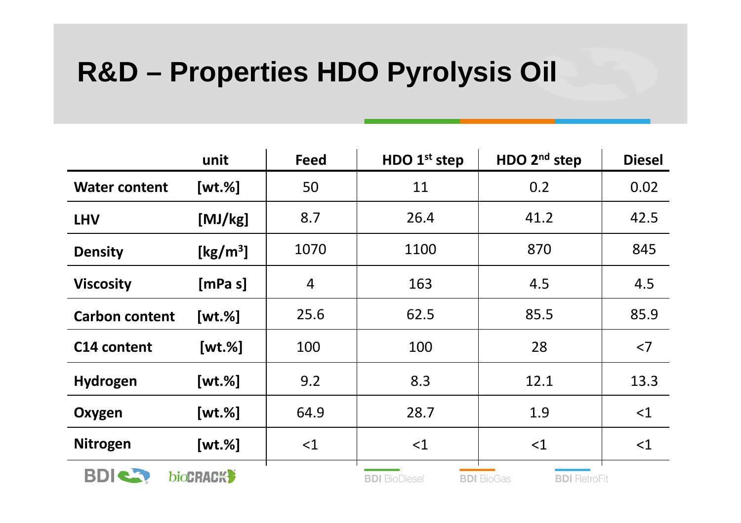# R&D – Properties HDO Pyrolysis Oil

| | unit | Feed | HDO 1st step | HDO 2nd step | Diesel |
|---|---|---|---|---|---|
| **Water content** | [wt.%] | 50 | 11 | 0.2 | 0.02 |
| **LHV** | [MJ/kg] | 8.7 | 26.4 | 41.2 | 42.5 |
| **Density** | [kg/m³] | 1070 | 1100 | 870 | 845 |
| **Viscosity** | [mPa s] | 4 | 163 | 4.5 | 4.5 |
| **Carbon content** | [wt.%] | 25.6 | 62.5 | 85.5 | 85.9 |
| **C14 content** | [wt.%] | 100 | 100 | 28 | <7 |
| **Hydrogen** | [wt.%] | 9.2 | 8.3 | 12.1 | 13.3 |
| **Oxygen** | [wt.%] | 64.9 | 28.7 | 1.9 | <1 |
| **Nitrogen** | [wt.%] | <1 | <1 | <1 | <1 |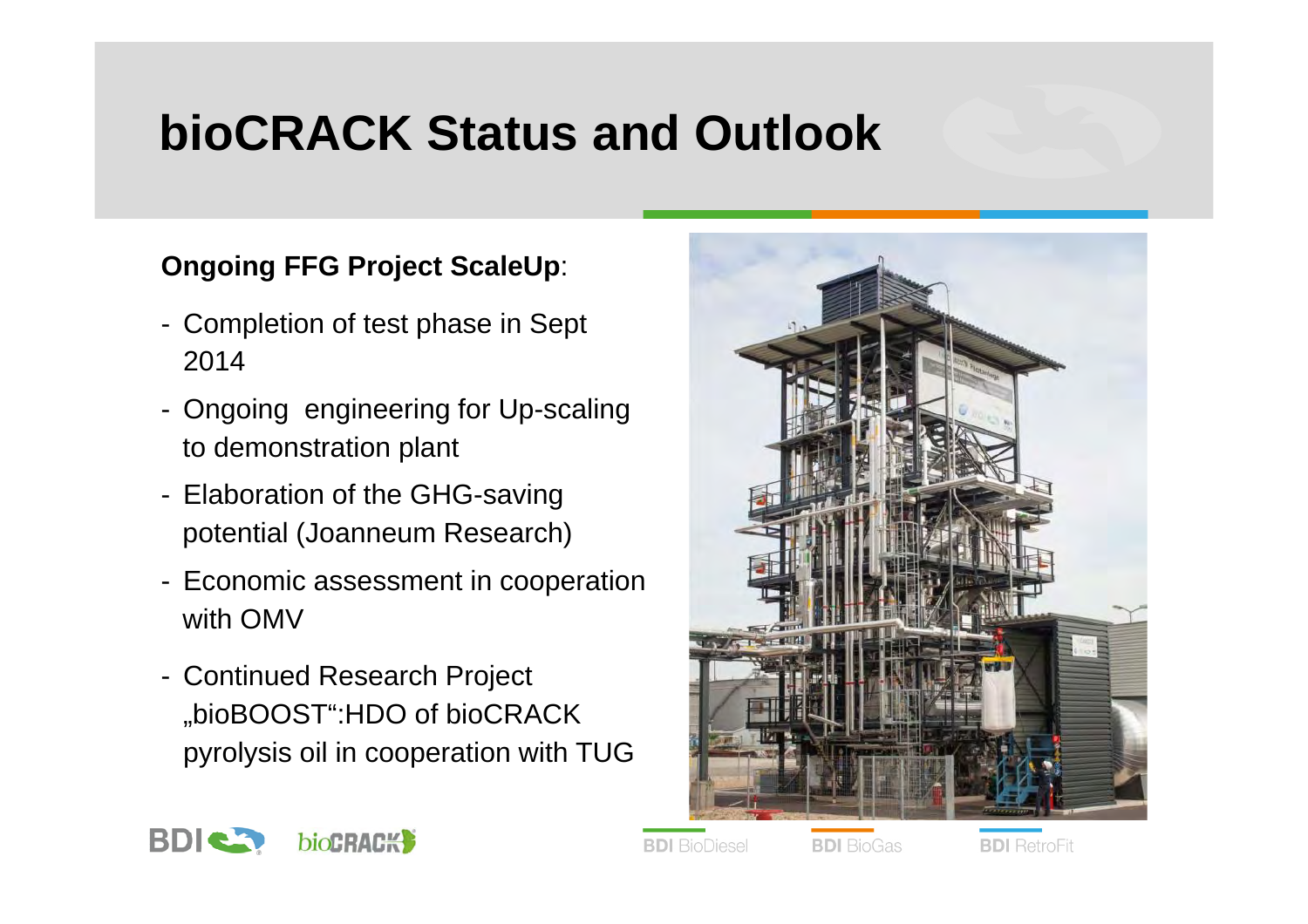# bioCRACK Status and Outlook

**Ongoing FFG Project ScaleUp**:

- Completion of test phase in Sept 2014
- Ongoing engineering for Up-scaling to demonstration plant
- Elaboration of the GHG-saving potential (Joanneum Research)
- Economic assessment in cooperation with OMV
- Continued Research Project „bioBOOST“:HDO of bioCRACK pyrolysis oil in cooperation with TUG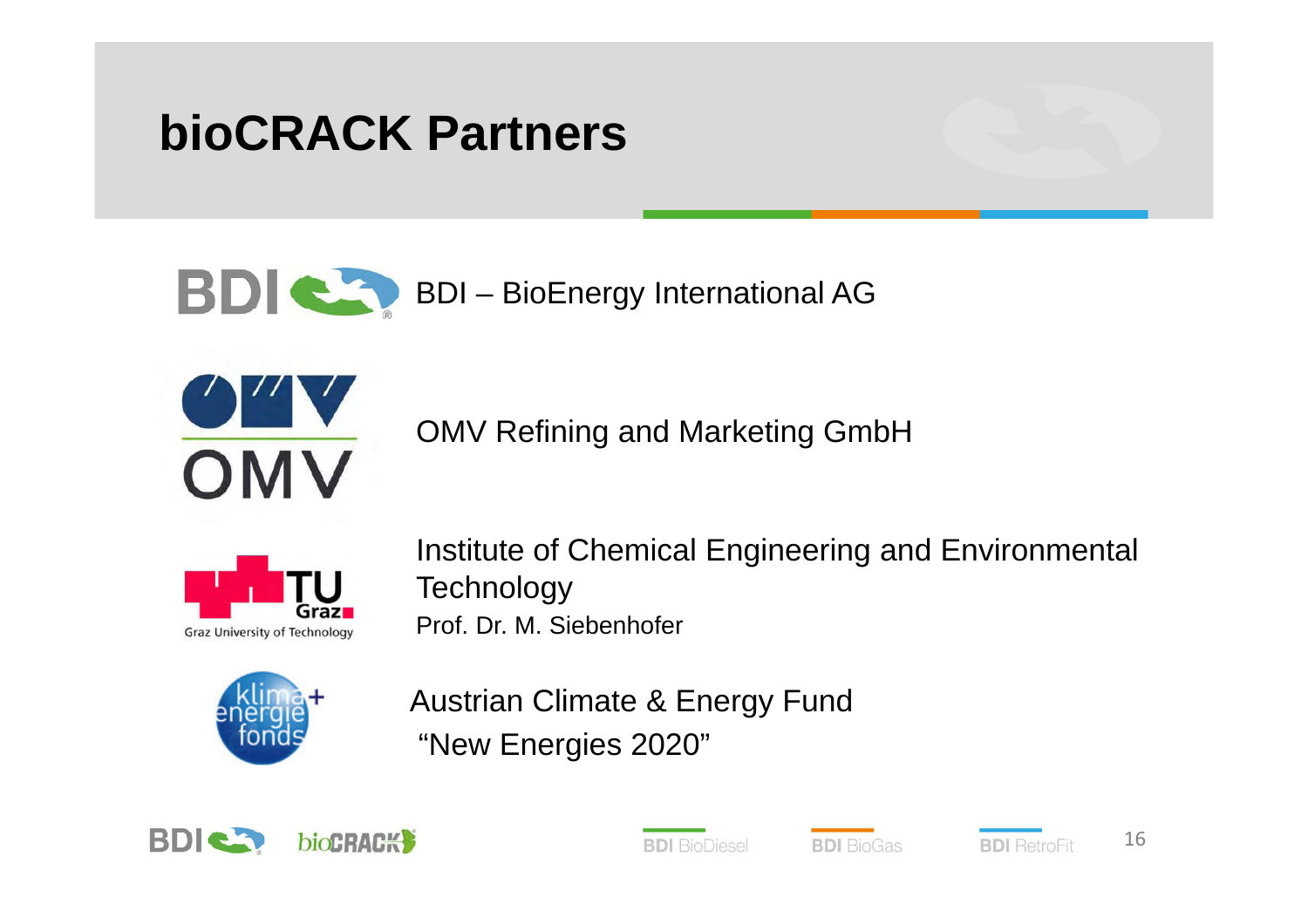# bioCRACK Partners

BDI – BioEnergy International AG

OMV Refining and Marketing GmbH

Institute of Chemical Engineering and Environmental Technology
Prof. Dr. M. Siebenhofer

Austrian Climate & Energy Fund
"New Energies 2020"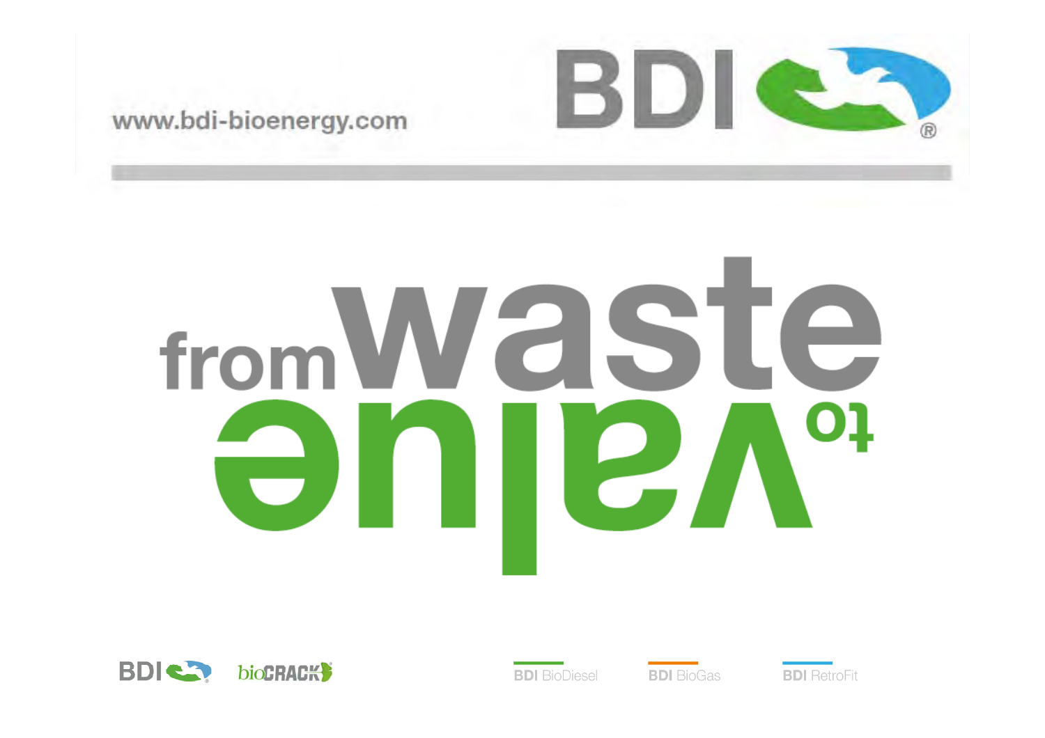www.bdi-bioenergy.com

BDI

# from waste to value

BDI bioCRACK

BDI BioDiesel

BDI BioGas

BDI RetroFit